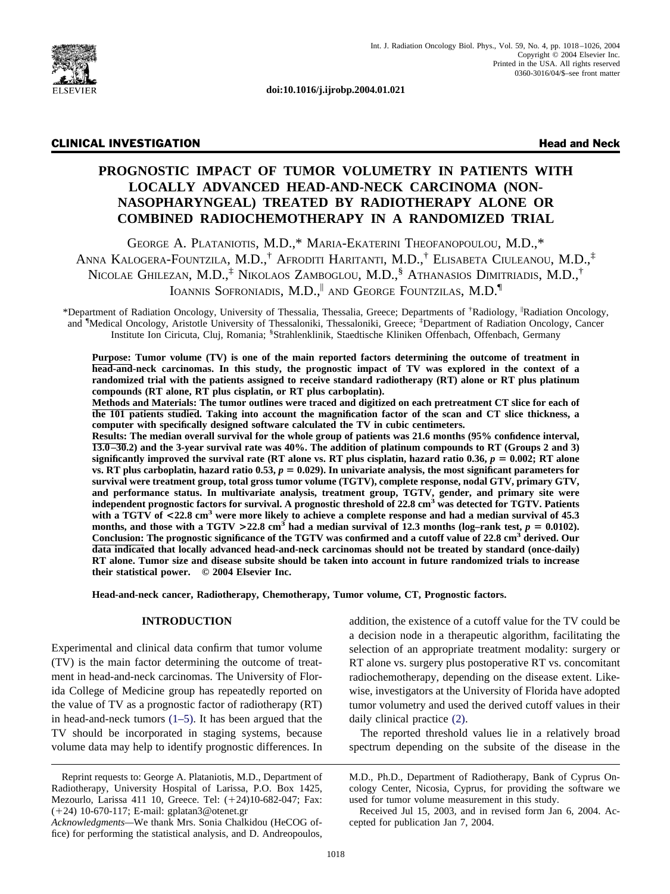doi:10.1016/j.ijrobp.2004.01.021

**CLINICAL INVESTIGATION** — **Head and Neck**

# PROGNOSTIC IMPACT OF TUMOR VOLUMETRY IN PATIENTS WITH LOCALLY ADVANCED HEAD-AND-NECK CARCINOMA (NON-NASOPHARYNGEAL) TREATED BY RADIOTHERAPY ALONE OR COMBINED RADIOCHEMOTHERAPY IN A RANDOMIZED TRIAL

George A. Plataniotis, M.D.,* Maria-Ekaterini Theofanopoulou, M.D.,* Anna Kalogera-Fountzila, M.D.,† Afroditi Haritanti, M.D.,† Elisabeta Ciuleanou, M.D.,‡ Nicolae Ghilezan, M.D.,‡ Nikolaos Zamboglou, M.D.,§ Athanasios Dimitriadis, M.D.,† Ioannis Sofroniadis, M.D.,‖ and George Fountzilas, M.D.¶

*Department of Radiation Oncology, University of Thessalia, Thessalia, Greece; Departments of †Radiology, ‖Radiation Oncology, and ¶Medical Oncology, Aristotle University of Thessaloniki, Thessaloniki, Greece; ‡Department of Radiation Oncology, Cancer Institute Ion Ciricuta, Cluj, Romania; §Strahlenklinik, Staedtische Kliniken Offenbach, Offenbach, Germany

**Purpose: Tumor volume (TV) is one of the main reported factors determining the outcome of treatment in head-and-neck carcinomas. In this study, the prognostic impact of TV was explored in the context of a randomized trial with the patients assigned to receive standard radiotherapy (RT) alone or RT plus platinum compounds (RT alone, RT plus cisplatin, or RT plus carboplatin).**

**Methods and Materials: The tumor outlines were traced and digitized on each pretreatment CT slice for each of the 101 patients studied. Taking into account the magnification factor of the scan and CT slice thickness, a computer with specifically designed software calculated the TV in cubic centimeters.**

**Results: The median overall survival for the whole group of patients was 21.6 months (95% confidence interval, 13.0–30.2) and the 3-year survival rate was 40%. The addition of platinum compounds to RT (Groups 2 and 3) significantly improved the survival rate (RT alone vs. RT plus cisplatin, hazard ratio 0.36, $p = 0.002$; RT alone vs. RT plus carboplatin, hazard ratio 0.53, $p = 0.029$). In univariate analysis, the most significant parameters for survival were treatment group, total gross tumor volume (TGTV), complete response, nodal GTV, primary GTV, and performance status. In multivariate analysis, treatment group, TGTV, gender, and primary site were independent prognostic factors for survival. A prognostic threshold of 22.8 cm$^3$ was detected for TGTV. Patients with a TGTV of <22.8 cm$^3$ were more likely to achieve a complete response and had a median survival of 45.3 months, and those with a TGTV >22.8 cm$^3$ had a median survival of 12.3 months (log–rank test, $p = 0.0102$).**

**Conclusion: The prognostic significance of the TGTV was confirmed and a cutoff value of 22.8 cm$^3$ derived. Our data indicated that locally advanced head-and-neck carcinomas should not be treated by standard (once-daily) RT alone. Tumor size and disease subsite should be taken into account in future randomized trials to increase their statistical power. © 2004 Elsevier Inc.**

**Head-and-neck cancer, Radiotherapy, Chemotherapy, Tumor volume, CT, Prognostic factors.**

## INTRODUCTION

Experimental and clinical data confirm that tumor volume (TV) is the main factor determining the outcome of treatment in head-and-neck carcinomas. The University of Florida College of Medicine group has repeatedly reported on the value of TV as a prognostic factor of radiotherapy (RT) in head-and-neck tumors (1–5). It has been argued that the TV should be incorporated in staging systems, because volume data may help to identify prognostic differences. In addition, the existence of a cutoff value for the TV could be a decision node in a therapeutic algorithm, facilitating the selection of an appropriate treatment modality: surgery or RT alone vs. surgery plus postoperative RT vs. concomitant radiochemotherapy, depending on the disease extent. Likewise, investigators at the University of Florida have adopted tumor volumetry and used the derived cutoff values in their daily clinical practice (2).

The reported threshold values lie in a relatively broad spectrum depending on the subsite of the disease in the

---

Reprint requests to: George A. Plataniotis, M.D., Department of Radiotherapy, University Hospital of Larissa, P.O. Box 1425, Mezourlo, Larissa 411 10, Greece. Tel: (+24)10-682-047; Fax: (+24) 10-670-117; E-mail: gplatan3@otenet.gr

*Acknowledgments*—We thank Mrs. Sonia Chalkidou (HeCOG office) for performing the statistical analysis, and D. Andreopoulos, M.D., Ph.D., Department of Radiotherapy, Bank of Cyprus Oncology Center, Nicosia, Cyprus, for providing the software we used for tumor volume measurement in this study.

Received Jul 15, 2003, and in revised form Jan 6, 2004. Accepted for publication Jan 7, 2004.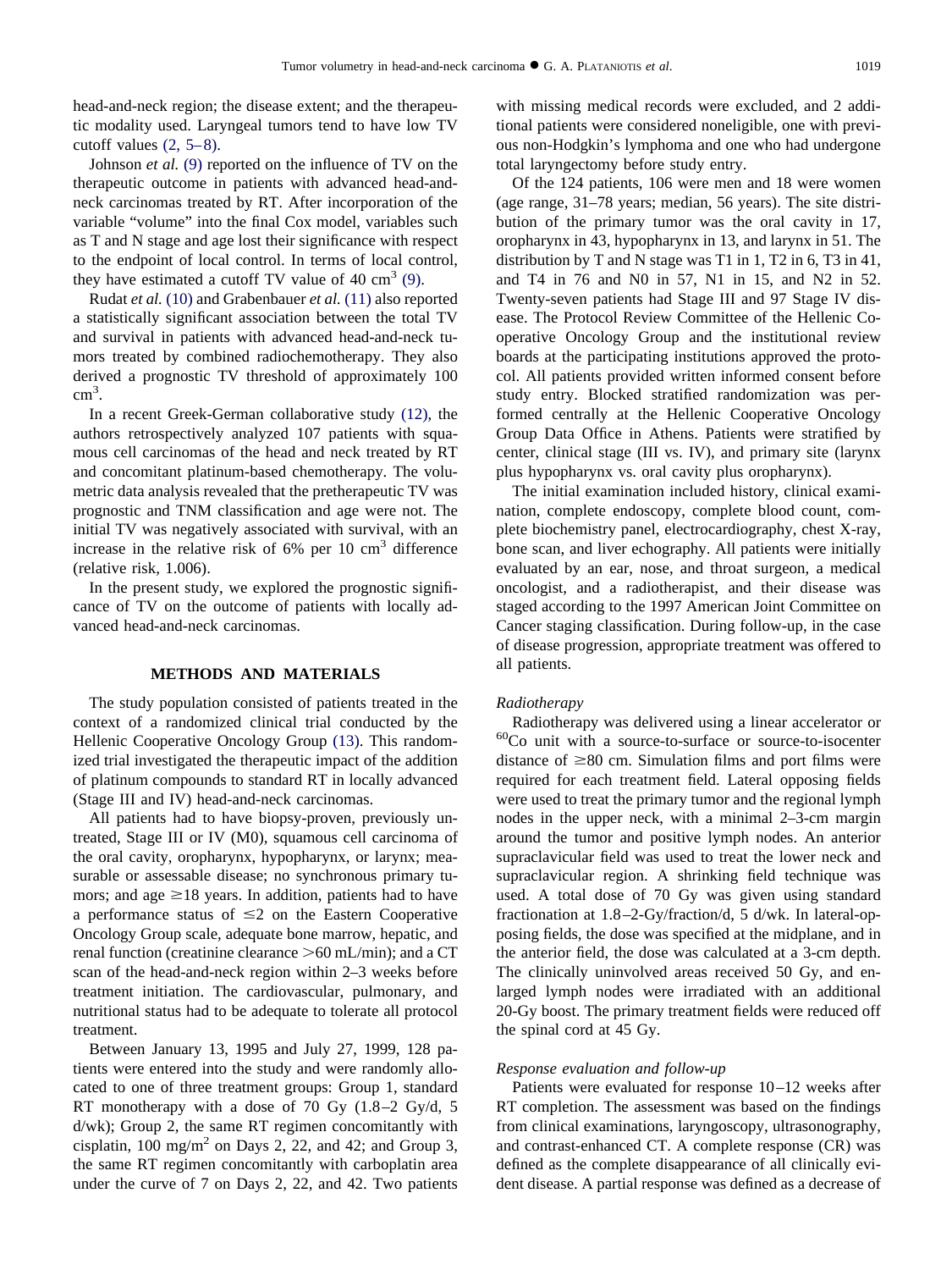head-and-neck region; the disease extent; and the therapeutic modality used. Laryngeal tumors tend to have low TV cutoff values (2, 5–8).

Johnson *et al.* (9) reported on the influence of TV on the therapeutic outcome in patients with advanced head-and-neck carcinomas treated by RT. After incorporation of the variable "volume" into the final Cox model, variables such as T and N stage and age lost their significance with respect to the endpoint of local control. In terms of local control, they have estimated a cutoff TV value of 40 $cm^3$ (9).

Rudat *et al.* (10) and Grabenbauer *et al.* (11) also reported a statistically significant association between the total TV and survival in patients with advanced head-and-neck tumors treated by combined radiochemotherapy. They also derived a prognostic TV threshold of approximately 100 $cm^3$.

In a recent Greek-German collaborative study (12), the authors retrospectively analyzed 107 patients with squamous cell carcinomas of the head and neck treated by RT and concomitant platinum-based chemotherapy. The volumetric data analysis revealed that the pretherapeutic TV was prognostic and TNM classification and age were not. The initial TV was negatively associated with survival, with an increase in the relative risk of 6% per 10 $cm^3$ difference (relative risk, 1.006).

In the present study, we explored the prognostic significance of TV on the outcome of patients with locally advanced head-and-neck carcinomas.

## METHODS AND MATERIALS

The study population consisted of patients treated in the context of a randomized clinical trial conducted by the Hellenic Cooperative Oncology Group (13). This randomized trial investigated the therapeutic impact of the addition of platinum compounds to standard RT in locally advanced (Stage III and IV) head-and-neck carcinomas.

All patients had to have biopsy-proven, previously untreated, Stage III or IV (M0), squamous cell carcinoma of the oral cavity, oropharynx, hypopharynx, or larynx; measurable or assessable disease; no synchronous primary tumors; and age ≥18 years. In addition, patients had to have a performance status of ≤2 on the Eastern Cooperative Oncology Group scale, adequate bone marrow, hepatic, and renal function (creatinine clearance >60 mL/min); and a CT scan of the head-and-neck region within 2–3 weeks before treatment initiation. The cardiovascular, pulmonary, and nutritional status had to be adequate to tolerate all protocol treatment.

Between January 13, 1995 and July 27, 1999, 128 patients were entered into the study and were randomly allocated to one of three treatment groups: Group 1, standard RT monotherapy with a dose of 70 Gy (1.8–2 Gy/d, 5 d/wk); Group 2, the same RT regimen concomitantly with cisplatin, 100 $mg/m^2$ on Days 2, 22, and 42; and Group 3, the same RT regimen concomitantly with carboplatin area under the curve of 7 on Days 2, 22, and 42. Two patients with missing medical records were excluded, and 2 additional patients were considered noneligible, one with previous non-Hodgkin's lymphoma and one who had undergone total laryngectomy before study entry.

Of the 124 patients, 106 were men and 18 were women (age range, 31–78 years; median, 56 years). The site distribution of the primary tumor was the oral cavity in 17, oropharynx in 43, hypopharynx in 13, and larynx in 51. The distribution by T and N stage was T1 in 1, T2 in 6, T3 in 41, and T4 in 76 and N0 in 57, N1 in 15, and N2 in 52. Twenty-seven patients had Stage III and 97 Stage IV disease. The Protocol Review Committee of the Hellenic Cooperative Oncology Group and the institutional review boards at the participating institutions approved the protocol. All patients provided written informed consent before study entry. Blocked stratified randomization was performed centrally at the Hellenic Cooperative Oncology Group Data Office in Athens. Patients were stratified by center, clinical stage (III vs. IV), and primary site (larynx plus hypopharynx vs. oral cavity plus oropharynx).

The initial examination included history, clinical examination, complete endoscopy, complete blood count, complete biochemistry panel, electrocardiography, chest X-ray, bone scan, and liver echography. All patients were initially evaluated by an ear, nose, and throat surgeon, a medical oncologist, and a radiotherapist, and their disease was staged according to the 1997 American Joint Committee on Cancer staging classification. During follow-up, in the case of disease progression, appropriate treatment was offered to all patients.

### *Radiotherapy*

Radiotherapy was delivered using a linear accelerator or $^{60}$Co unit with a source-to-surface or source-to-isocenter distance of ≥80 cm. Simulation films and port films were required for each treatment field. Lateral opposing fields were used to treat the primary tumor and the regional lymph nodes in the upper neck, with a minimal 2–3-cm margin around the tumor and positive lymph nodes. An anterior supraclavicular field was used to treat the lower neck and supraclavicular region. A shrinking field technique was used. A total dose of 70 Gy was given using standard fractionation at 1.8–2-Gy/fraction/d, 5 d/wk. In lateral-opposing fields, the dose was specified at the midplane, and in the anterior field, the dose was calculated at a 3-cm depth. The clinically uninvolved areas received 50 Gy, and enlarged lymph nodes were irradiated with an additional 20-Gy boost. The primary treatment fields were reduced off the spinal cord at 45 Gy.

### *Response evaluation and follow-up*

Patients were evaluated for response 10–12 weeks after RT completion. The assessment was based on the findings from clinical examinations, laryngoscopy, ultrasonography, and contrast-enhanced CT. A complete response (CR) was defined as the complete disappearance of all clinically evident disease. A partial response was defined as a decrease of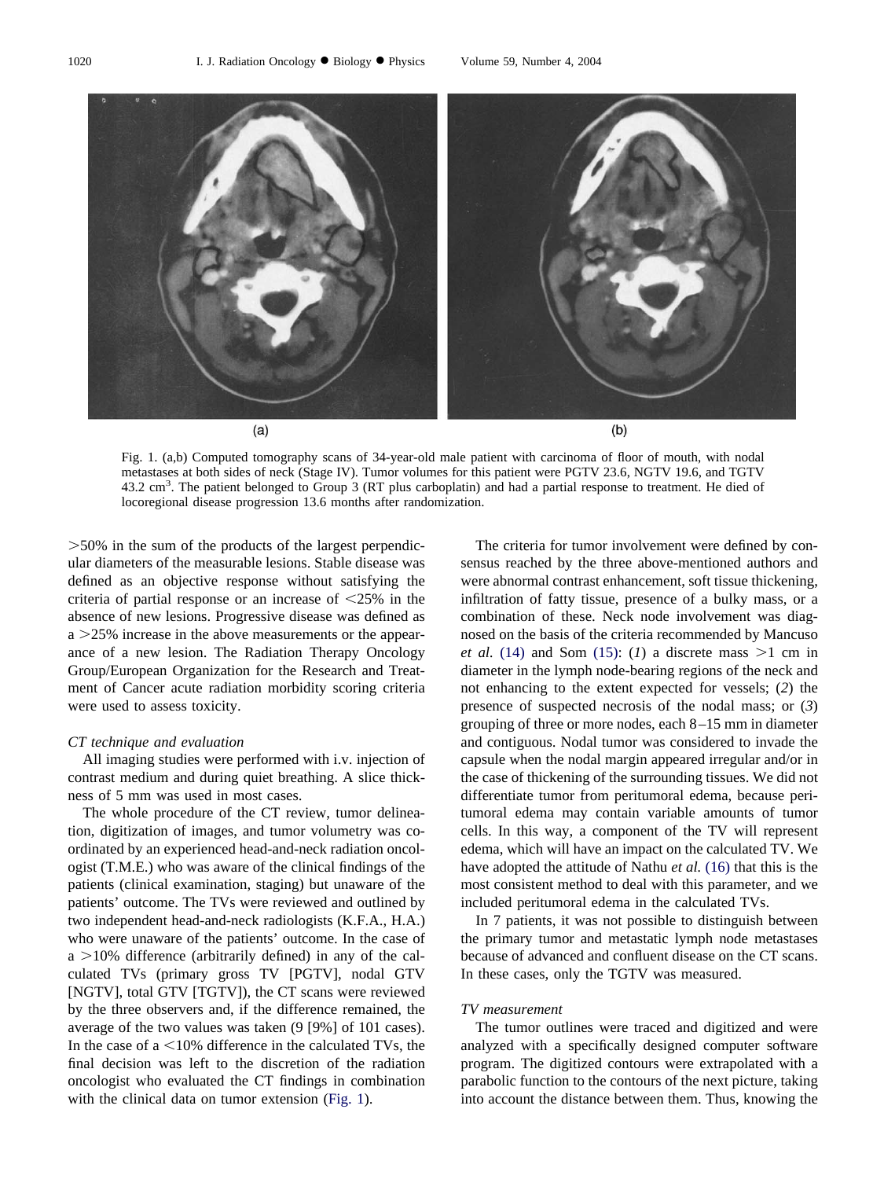Fig. 1. (a,b) Computed tomography scans of 34-year-old male patient with carcinoma of floor of mouth, with nodal metastases at both sides of neck (Stage IV). Tumor volumes for this patient were PGTV 23.6, NGTV 19.6, and TGTV 43.2 $cm^3$. The patient belonged to Group 3 (RT plus carboplatin) and had a partial response to treatment. He died of locoregional disease progression 13.6 months after randomization.

>50% in the sum of the products of the largest perpendicular diameters of the measurable lesions. Stable disease was defined as an objective response without satisfying the criteria of partial response or an increase of <25% in the absence of new lesions. Progressive disease was defined as a >25% increase in the above measurements or the appearance of a new lesion. The Radiation Therapy Oncology Group/European Organization for the Research and Treatment of Cancer acute radiation morbidity scoring criteria were used to assess toxicity.

*CT technique and evaluation*

All imaging studies were performed with i.v. injection of contrast medium and during quiet breathing. A slice thickness of 5 mm was used in most cases.

The whole procedure of the CT review, tumor delineation, digitization of images, and tumor volumetry was coordinated by an experienced head-and-neck radiation oncologist (T.M.E.) who was aware of the clinical findings of the patients (clinical examination, staging) but unaware of the patients' outcome. The TVs were reviewed and outlined by two independent head-and-neck radiologists (K.F.A., H.A.) who were unaware of the patients' outcome. In the case of a >10% difference (arbitrarily defined) in any of the calculated TVs (primary gross TV [PGTV], nodal GTV [NGTV], total GTV [TGTV]), the CT scans were reviewed by the three observers and, if the difference remained, the average of the two values was taken (9 [9%] of 101 cases). In the case of a <10% difference in the calculated TVs, the final decision was left to the discretion of the radiation oncologist who evaluated the CT findings in combination with the clinical data on tumor extension (Fig. 1).

The criteria for tumor involvement were defined by consensus reached by the three above-mentioned authors and were abnormal contrast enhancement, soft tissue thickening, infiltration of fatty tissue, presence of a bulky mass, or a combination of these. Neck node involvement was diagnosed on the basis of the criteria recommended by Mancuso *et al.* (14) and Som (15): (*1*) a discrete mass >1 cm in diameter in the lymph node-bearing regions of the neck and not enhancing to the extent expected for vessels; (*2*) the presence of suspected necrosis of the nodal mass; or (*3*) grouping of three or more nodes, each 8–15 mm in diameter and contiguous. Nodal tumor was considered to invade the capsule when the nodal margin appeared irregular and/or in the case of thickening of the surrounding tissues. We did not differentiate tumor from peritumoral edema, because peritumoral edema may contain variable amounts of tumor cells. In this way, a component of the TV will represent edema, which will have an impact on the calculated TV. We have adopted the attitude of Nathu *et al.* (16) that this is the most consistent method to deal with this parameter, and we included peritumoral edema in the calculated TVs.

In 7 patients, it was not possible to distinguish between the primary tumor and metastatic lymph node metastases because of advanced and confluent disease on the CT scans. In these cases, only the TGTV was measured.

*TV measurement*

The tumor outlines were traced and digitized and were analyzed with a specifically designed computer software program. The digitized contours were extrapolated with a parabolic function to the contours of the next picture, taking into account the distance between them. Thus, knowing the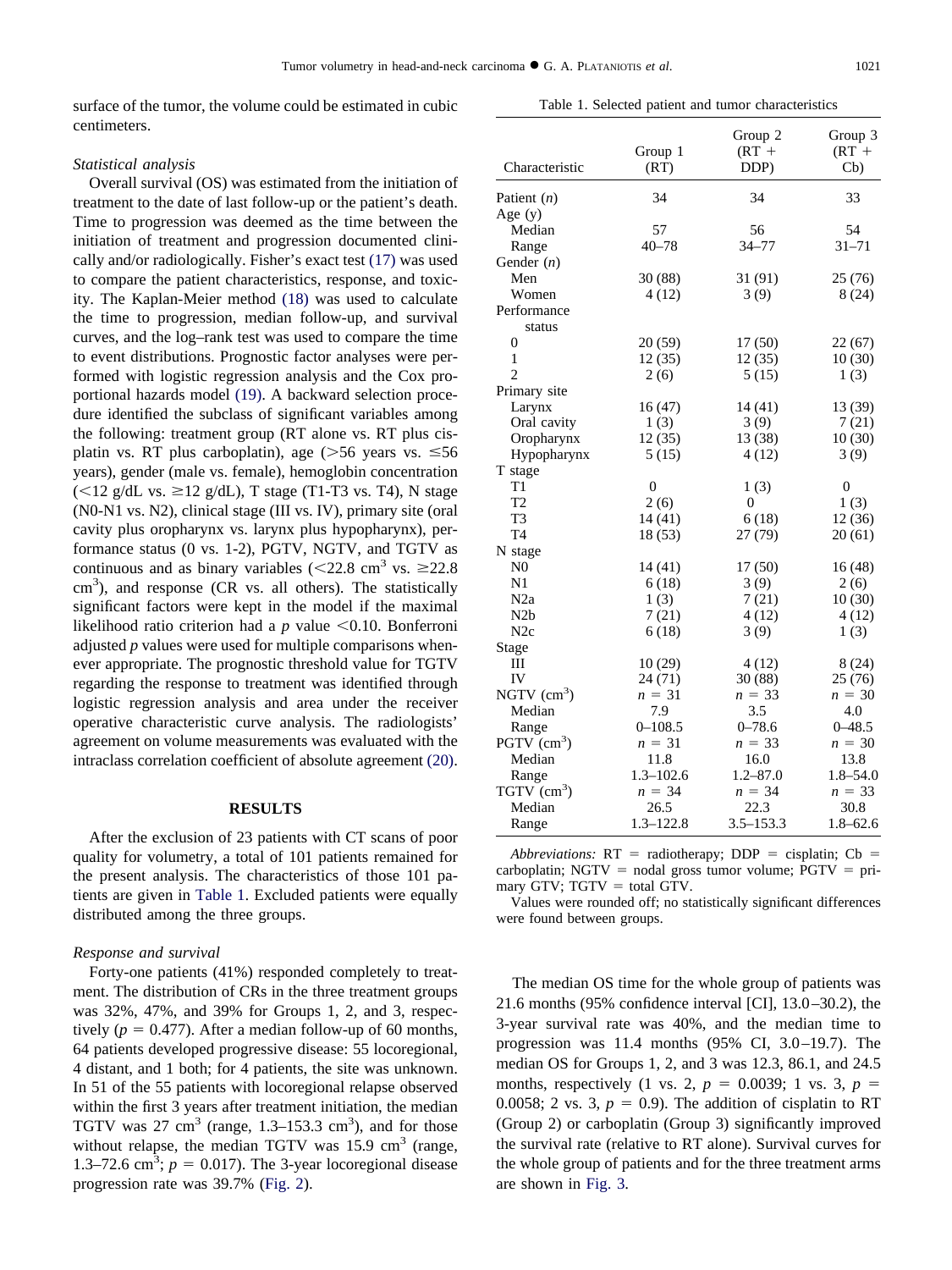surface of the tumor, the volume could be estimated in cubic centimeters.

*Statistical analysis*

Overall survival (OS) was estimated from the initiation of treatment to the date of last follow-up or the patient's death. Time to progression was deemed as the time between the initiation of treatment and progression documented clinically and/or radiologically. Fisher's exact test (17) was used to compare the patient characteristics, response, and toxicity. The Kaplan-Meier method (18) was used to calculate the time to progression, median follow-up, and survival curves, and the log–rank test was used to compare the time to event distributions. Prognostic factor analyses were performed with logistic regression analysis and the Cox proportional hazards model (19). A backward selection procedure identified the subclass of significant variables among the following: treatment group (RT alone vs. RT plus cisplatin vs. RT plus carboplatin), age (>56 years vs. ≤56 years), gender (male vs. female), hemoglobin concentration (<12 g/dL vs. ≥12 g/dL), T stage (T1-T3 vs. T4), N stage (N0-N1 vs. N2), clinical stage (III vs. IV), primary site (oral cavity plus oropharynx vs. larynx plus hypopharynx), performance status (0 vs. 1-2), PGTV, NGTV, and TGTV as continuous and as binary variables (<22.8 $cm^3$ vs. ≥22.8 $cm^3$), and response (CR vs. all others). The statistically significant factors were kept in the model if the maximal likelihood ratio criterion had a $p$ value <0.10. Bonferroni adjusted $p$ values were used for multiple comparisons whenever appropriate. The prognostic threshold value for TGTV regarding the response to treatment was identified through logistic regression analysis and area under the receiver operative characteristic curve analysis. The radiologists' agreement on volume measurements was evaluated with the intraclass correlation coefficient of absolute agreement (20).

## RESULTS

After the exclusion of 23 patients with CT scans of poor quality for volumetry, a total of 101 patients remained for the present analysis. The characteristics of those 101 patients are given in Table 1. Excluded patients were equally distributed among the three groups.

*Response and survival*

Forty-one patients (41%) responded completely to treatment. The distribution of CRs in the three treatment groups was 32%, 47%, and 39% for Groups 1, 2, and 3, respectively ($p = 0.477$). After a median follow-up of 60 months, 64 patients developed progressive disease: 55 locoregional, 4 distant, and 1 both; for 4 patients, the site was unknown. In 51 of the 55 patients with locoregional relapse observed within the first 3 years after treatment initiation, the median TGTV was 27 $cm^3$ (range, 1.3–153.3 $cm^3$), and for those without relapse, the median TGTV was 15.9 $cm^3$ (range, 1.3–72.6 $cm^3$; $p = 0.017$). The 3-year locoregional disease progression rate was 39.7% (Fig. 2).

Table 1. Selected patient and tumor characteristics

| Characteristic | Group 1 (RT) | Group 2 (RT + DDP) | Group 3 (RT + Cb) |
|---|---|---|---|
| Patient ($n$) | 34 | 34 | 33 |
| Age (y) | | | |
| Median | 57 | 56 | 54 |
| Range | 40–78 | 34–77 | 31–71 |
| Gender ($n$) | | | |
| Men | 30 (88) | 31 (91) | 25 (76) |
| Women | 4 (12) | 3 (9) | 8 (24) |
| Performance status | | | |
| 0 | 20 (59) | 17 (50) | 22 (67) |
| 1 | 12 (35) | 12 (35) | 10 (30) |
| 2 | 2 (6) | 5 (15) | 1 (3) |
| Primary site | | | |
| Larynx | 16 (47) | 14 (41) | 13 (39) |
| Oral cavity | 1 (3) | 3 (9) | 7 (21) |
| Oropharynx | 12 (35) | 13 (38) | 10 (30) |
| Hypopharynx | 5 (15) | 4 (12) | 3 (9) |
| T stage | | | |
| T1 | 0 | 1 (3) | 0 |
| T2 | 2 (6) | 0 | 1 (3) |
| T3 | 14 (41) | 6 (18) | 12 (36) |
| T4 | 18 (53) | 27 (79) | 20 (61) |
| N stage | | | |
| N0 | 14 (41) | 17 (50) | 16 (48) |
| N1 | 6 (18) | 3 (9) | 2 (6) |
| N2a | 1 (3) | 7 (21) | 10 (30) |
| N2b | 7 (21) | 4 (12) | 4 (12) |
| N2c | 6 (18) | 3 (9) | 1 (3) |
| Stage | | | |
| III | 10 (29) | 4 (12) | 8 (24) |
| IV | 24 (71) | 30 (88) | 25 (76) |
| NGTV ($cm^3$) | $n = 31$ | $n = 33$ | $n = 30$ |
| Median | 7.9 | 3.5 | 4.0 |
| Range | 0–108.5 | 0–78.6 | 0–48.5 |
| PGTV ($cm^3$) | $n = 31$ | $n = 33$ | $n = 30$ |
| Median | 11.8 | 16.0 | 13.8 |
| Range | 1.3–102.6 | 1.2–87.0 | 1.8–54.0 |
| TGTV ($cm^3$) | $n = 34$ | $n = 34$ | $n = 33$ |
| Median | 26.5 | 22.3 | 30.8 |
| Range | 1.3–122.8 | 3.5–153.3 | 1.8–62.6 |

*Abbreviations:* RT = radiotherapy; DDP = cisplatin; Cb = carboplatin; NGTV = nodal gross tumor volume; PGTV = primary GTV; TGTV = total GTV.

Values were rounded off; no statistically significant differences were found between groups.

The median OS time for the whole group of patients was 21.6 months (95% confidence interval [CI], 13.0–30.2), the 3-year survival rate was 40%, and the median time to progression was 11.4 months (95% CI, 3.0–19.7). The median OS for Groups 1, 2, and 3 was 12.3, 86.1, and 24.5 months, respectively (1 vs. 2, $p = 0.0039$; 1 vs. 3, $p = 0.0058$; 2 vs. 3, $p = 0.9$). The addition of cisplatin to RT (Group 2) or carboplatin (Group 3) significantly improved the survival rate (relative to RT alone). Survival curves for the whole group of patients and for the three treatment arms are shown in Fig. 3.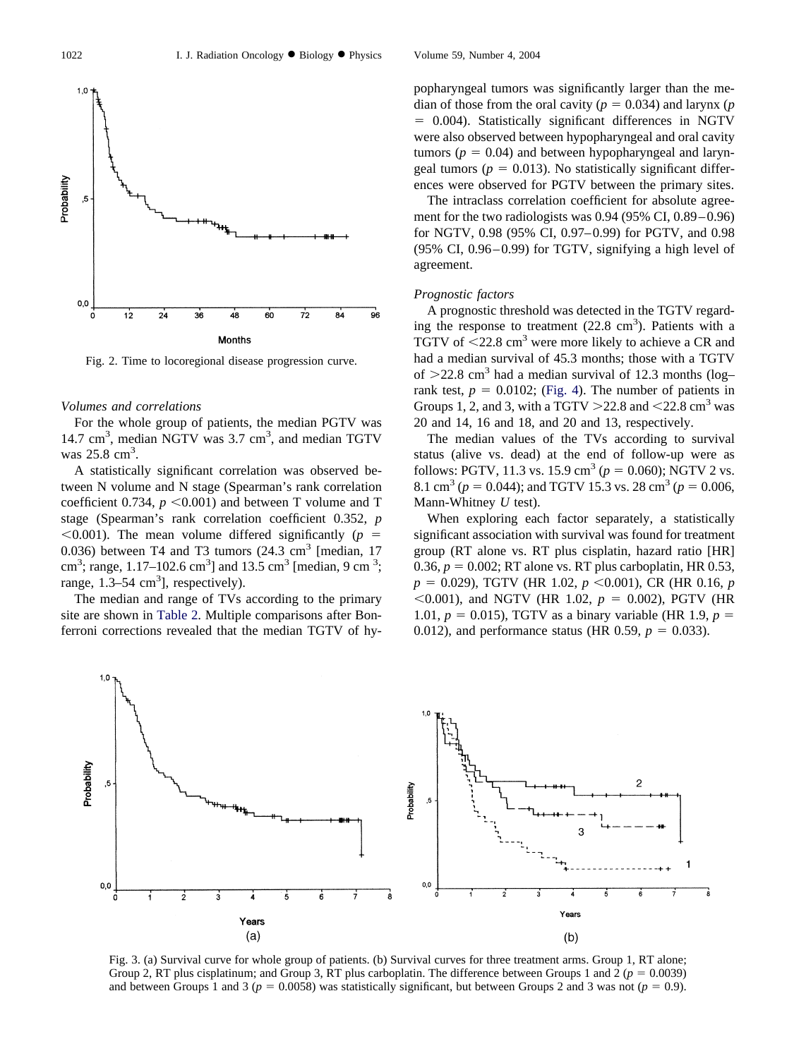Fig. 2. Time to locoregional disease progression curve.

*Volumes and correlations*

For the whole group of patients, the median PGTV was 14.7 cm$^3$, median NGTV was 3.7 cm$^3$, and median TGTV was 25.8 cm$^3$.

A statistically significant correlation was observed between N volume and N stage (Spearman's rank correlation coefficient 0.734, $p < 0.001$) and between T volume and T stage (Spearman's rank correlation coefficient 0.352, $p < 0.001$). The mean volume differed significantly ($p = 0.036$) between T4 and T3 tumors (24.3 cm$^3$ [median, 17 cm$^3$; range, 1.17–102.6 cm$^3$] and 13.5 cm$^3$ [median, 9 cm$^3$; range, 1.3–54 cm$^3$], respectively).

The median and range of TVs according to the primary site are shown in Table 2. Multiple comparisons after Bonferroni corrections revealed that the median TGTV of hypopharyngeal tumors was significantly larger than the median of those from the oral cavity ($p = 0.034$) and larynx ($p = 0.004$). Statistically significant differences in NGTV were also observed between hypopharyngeal and oral cavity tumors ($p = 0.04$) and between hypopharyngeal and laryngeal tumors ($p = 0.013$). No statistically significant differences were observed for PGTV between the primary sites.

The intraclass correlation coefficient for absolute agreement for the two radiologists was 0.94 (95% CI, 0.89–0.96) for NGTV, 0.98 (95% CI, 0.97–0.99) for PGTV, and 0.98 (95% CI, 0.96–0.99) for TGTV, signifying a high level of agreement.

*Prognostic factors*

A prognostic threshold was detected in the TGTV regarding the response to treatment (22.8 cm$^3$). Patients with a TGTV of $<$22.8 cm$^3$ were more likely to achieve a CR and had a median survival of 45.3 months; those with a TGTV of $>$22.8 cm$^3$ had a median survival of 12.3 months (log–rank test, $p = 0.0102$; (Fig. 4). The number of patients in Groups 1, 2, and 3, with a TGTV $>$22.8 and $<$22.8 cm$^3$ was 20 and 14, 16 and 18, and 20 and 13, respectively.

The median values of the TVs according to survival status (alive vs. dead) at the end of follow-up were as follows: PGTV, 11.3 vs. 15.9 cm$^3$ ($p = 0.060$); NGTV 2 vs. 8.1 cm$^3$ ($p = 0.044$); and TGTV 15.3 vs. 28 cm$^3$ ($p = 0.006$, Mann-Whitney $U$ test).

When exploring each factor separately, a statistically significant association with survival was found for treatment group (RT alone vs. RT plus cisplatin, hazard ratio [HR] 0.36, $p = 0.002$; RT alone vs. RT plus carboplatin, HR 0.53, $p = 0.029$), TGTV (HR 1.02, $p < 0.001$), CR (HR 0.16, $p < 0.001$), and NGTV (HR 1.02, $p = 0.002$), PGTV (HR 1.01, $p = 0.015$), TGTV as a binary variable (HR 1.9, $p = 0.012$), and performance status (HR 0.59, $p = 0.033$).

Fig. 3. (a) Survival curve for whole group of patients. (b) Survival curves for three treatment arms. Group 1, RT alone; Group 2, RT plus cisplatinum; and Group 3, RT plus carboplatin. The difference between Groups 1 and 2 ($p = 0.0039$) and between Groups 1 and 3 ($p = 0.0058$) was statistically significant, but between Groups 2 and 3 was not ($p = 0.9$).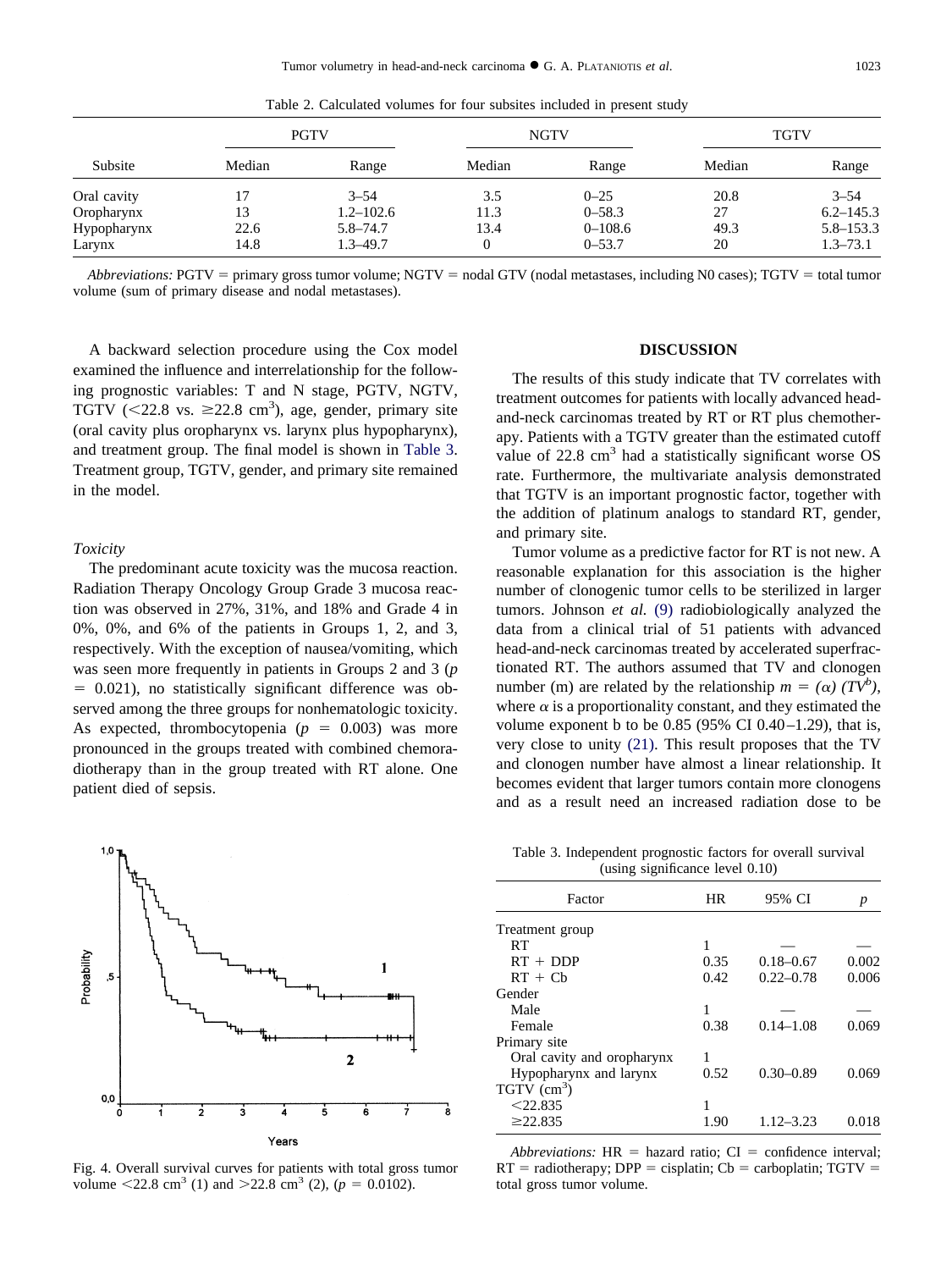Table 2. Calculated volumes for four subsites included in present study

| Subsite | PGTV | | NGTV | | TGTV | |
|---|---|---|---|---|---|---|
| | Median | Range | Median | Range | Median | Range |
| Oral cavity | 17 | 3–54 | 3.5 | 0–25 | 20.8 | 3–54 |
| Oropharynx | 13 | 1.2–102.6 | 11.3 | 0–58.3 | 27 | 6.2–145.3 |
| Hypopharynx | 22.6 | 5.8–74.7 | 13.4 | 0–108.6 | 49.3 | 5.8–153.3 |
| Larynx | 14.8 | 1.3–49.7 | 0 | 0–53.7 | 20 | 1.3–73.1 |

*Abbreviations:* PGTV = primary gross tumor volume; NGTV = nodal GTV (nodal metastases, including N0 cases); TGTV = total tumor volume (sum of primary disease and nodal metastases).

A backward selection procedure using the Cox model examined the influence and interrelationship for the following prognostic variables: T and N stage, PGTV, NGTV, TGTV (<22.8 vs. ≥22.8 $cm^3$), age, gender, primary site (oral cavity plus oropharynx vs. larynx plus hypopharynx), and treatment group. The final model is shown in Table 3. Treatment group, TGTV, gender, and primary site remained in the model.

*Toxicity*

The predominant acute toxicity was the mucosa reaction. Radiation Therapy Oncology Group Grade 3 mucosa reaction was observed in 27%, 31%, and 18% and Grade 4 in 0%, 0%, and 6% of the patients in Groups 1, 2, and 3, respectively. With the exception of nausea/vomiting, which was seen more frequently in patients in Groups 2 and 3 ($p = 0.021$), no statistically significant difference was observed among the three groups for nonhematologic toxicity. As expected, thrombocytopenia ($p = 0.003$) was more pronounced in the groups treated with combined chemoradiotherapy than in the group treated with RT alone. One patient died of sepsis.

Fig. 4. Overall survival curves for patients with total gross tumor volume <22.8 $cm^3$ (1) and >22.8 $cm^3$ (2), ($p = 0.0102$).

## DISCUSSION

The results of this study indicate that TV correlates with treatment outcomes for patients with locally advanced head-and-neck carcinomas treated by RT or RT plus chemotherapy. Patients with a TGTV greater than the estimated cutoff value of 22.8 $cm^3$ had a statistically significant worse OS rate. Furthermore, the multivariate analysis demonstrated that TGTV is an important prognostic factor, together with the addition of platinum analogs to standard RT, gender, and primary site.

Tumor volume as a predictive factor for RT is not new. A reasonable explanation for this association is the higher number of clonogenic tumor cells to be sterilized in larger tumors. Johnson *et al.* (9) radiobiologically analyzed the data from a clinical trial of 51 patients with advanced head-and-neck carcinomas treated by accelerated superfractionated RT. The authors assumed that TV and clonogen number (m) are related by the relationship $m = (\alpha)(TV^b)$, where $\alpha$ is a proportionality constant, and they estimated the volume exponent b to be 0.85 (95% CI 0.40–1.29), that is, very close to unity (21). This result proposes that the TV and clonogen number have almost a linear relationship. It becomes evident that larger tumors contain more clonogens and as a result need an increased radiation dose to be

Table 3. Independent prognostic factors for overall survival (using significance level 0.10)

| Factor | HR | 95% CI | *p* |
|---|---|---|---|
| Treatment group | | | |
| RT | 1 | — | — |
| RT + DDP | 0.35 | 0.18–0.67 | 0.002 |
| RT + Cb | 0.42 | 0.22–0.78 | 0.006 |
| Gender | | | |
| Male | 1 | — | — |
| Female | 0.38 | 0.14–1.08 | 0.069 |
| Primary site | | | |
| Oral cavity and oropharynx | 1 | | |
| Hypopharynx and larynx | 0.52 | 0.30–0.89 | 0.069 |
| TGTV ($cm^3$) | | | |
| <22.835 | 1 | | |
| ≥22.835 | 1.90 | 1.12–3.23 | 0.018 |

*Abbreviations:* HR = hazard ratio; CI = confidence interval; RT = radiotherapy; DPP = cisplatin; Cb = carboplatin; TGTV = total gross tumor volume.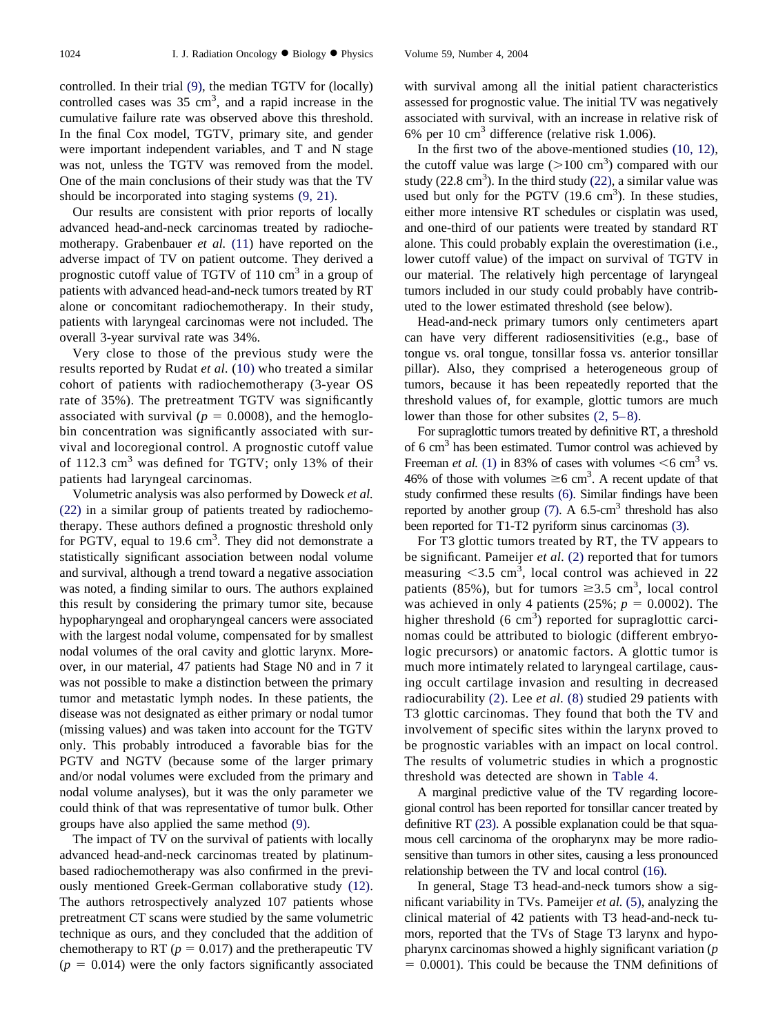controlled. In their trial (9), the median TGTV for (locally) controlled cases was 35 $cm^3$, and a rapid increase in the cumulative failure rate was observed above this threshold. In the final Cox model, TGTV, primary site, and gender were important independent variables, and T and N stage was not, unless the TGTV was removed from the model. One of the main conclusions of their study was that the TV should be incorporated into staging systems (9, 21).

Our results are consistent with prior reports of locally advanced head-and-neck carcinomas treated by radiochemotherapy. Grabenbauer *et al.* (11) have reported on the adverse impact of TV on patient outcome. They derived a prognostic cutoff value of TGTV of 110 $cm^3$ in a group of patients with advanced head-and-neck tumors treated by RT alone or concomitant radiochemotherapy. In their study, patients with laryngeal carcinomas were not included. The overall 3-year survival rate was 34%.

Very close to those of the previous study were the results reported by Rudat *et al.* (10) who treated a similar cohort of patients with radiochemotherapy (3-year OS rate of 35%). The pretreatment TGTV was significantly associated with survival ($p = 0.0008$), and the hemoglobin concentration was significantly associated with survival and locoregional control. A prognostic cutoff value of 112.3 $cm^3$ was defined for TGTV; only 13% of their patients had laryngeal carcinomas.

Volumetric analysis was also performed by Doweck *et al.* (22) in a similar group of patients treated by radiochemotherapy. These authors defined a prognostic threshold only for PGTV, equal to 19.6 $cm^3$. They did not demonstrate a statistically significant association between nodal volume and survival, although a trend toward a negative association was noted, a finding similar to ours. The authors explained this result by considering the primary tumor site, because hypopharyngeal and oropharyngeal cancers were associated with the largest nodal volume, compensated for by smallest nodal volumes of the oral cavity and glottic larynx. Moreover, in our material, 47 patients had Stage N0 and in 7 it was not possible to make a distinction between the primary tumor and metastatic lymph nodes. In these patients, the disease was not designated as either primary or nodal tumor (missing values) and was taken into account for the TGTV only. This probably introduced a favorable bias for the PGTV and NGTV (because some of the larger primary and/or nodal volumes were excluded from the primary and nodal volume analyses), but it was the only parameter we could think of that was representative of tumor bulk. Other groups have also applied the same method (9).

The impact of TV on the survival of patients with locally advanced head-and-neck carcinomas treated by platinum-based radiochemotherapy was also confirmed in the previously mentioned Greek-German collaborative study (12). The authors retrospectively analyzed 107 patients whose pretreatment CT scans were studied by the same volumetric technique as ours, and they concluded that the addition of chemotherapy to RT ($p = 0.017$) and the pretherapeutic TV ($p = 0.014$) were the only factors significantly associated with survival among all the initial patient characteristics assessed for prognostic value. The initial TV was negatively associated with survival, with an increase in relative risk of 6% per 10 $cm^3$ difference (relative risk 1.006).

In the first two of the above-mentioned studies (10, 12), the cutoff value was large (>100 $cm^3$) compared with our study (22.8 $cm^3$). In the third study (22), a similar value was used but only for the PGTV (19.6 $cm^3$). In these studies, either more intensive RT schedules or cisplatin was used, and one-third of our patients were treated by standard RT alone. This could probably explain the overestimation (i.e., lower cutoff value) of the impact on survival of TGTV in our material. The relatively high percentage of laryngeal tumors included in our study could probably have contributed to the lower estimated threshold (see below).

Head-and-neck primary tumors only centimeters apart can have very different radiosensitivities (e.g., base of tongue vs. oral tongue, tonsillar fossa vs. anterior tonsillar pillar). Also, they comprised a heterogeneous group of tumors, because it has been repeatedly reported that the threshold values of, for example, glottic tumors are much lower than those for other subsites (2, 5–8).

For supraglottic tumors treated by definitive RT, a threshold of 6 $cm^3$ has been estimated. Tumor control was achieved by Freeman *et al.* (1) in 83% of cases with volumes <6 $cm^3$ vs. 46% of those with volumes ≥6 $cm^3$. A recent update of that study confirmed these results (6). Similar findings have been reported by another group (7). A 6.5-$cm^3$ threshold has also been reported for T1-T2 pyriform sinus carcinomas (3).

For T3 glottic tumors treated by RT, the TV appears to be significant. Pameijer *et al.* (2) reported that for tumors measuring <3.5 $cm^3$, local control was achieved in 22 patients (85%), but for tumors ≥3.5 $cm^3$, local control was achieved in only 4 patients (25%; $p = 0.0002$). The higher threshold (6 $cm^3$) reported for supraglottic carcinomas could be attributed to biologic (different embryologic precursors) or anatomic factors. A glottic tumor is much more intimately related to laryngeal cartilage, causing occult cartilage invasion and resulting in decreased radiocurability (2). Lee *et al.* (8) studied 29 patients with T3 glottic carcinomas. They found that both the TV and involvement of specific sites within the larynx proved to be prognostic variables with an impact on local control. The results of volumetric studies in which a prognostic threshold was detected are shown in Table 4.

A marginal predictive value of the TV regarding locoregional control has been reported for tonsillar cancer treated by definitive RT (23). A possible explanation could be that squamous cell carcinoma of the oropharynx may be more radiosensitive than tumors in other sites, causing a less pronounced relationship between the TV and local control (16).

In general, Stage T3 head-and-neck tumors show a significant variability in TVs. Pameijer *et al.* (5), analyzing the clinical material of 42 patients with T3 head-and-neck tumors, reported that the TVs of Stage T3 larynx and hypopharynx carcinomas showed a highly significant variation ($p = 0.0001$). This could be because the TNM definitions of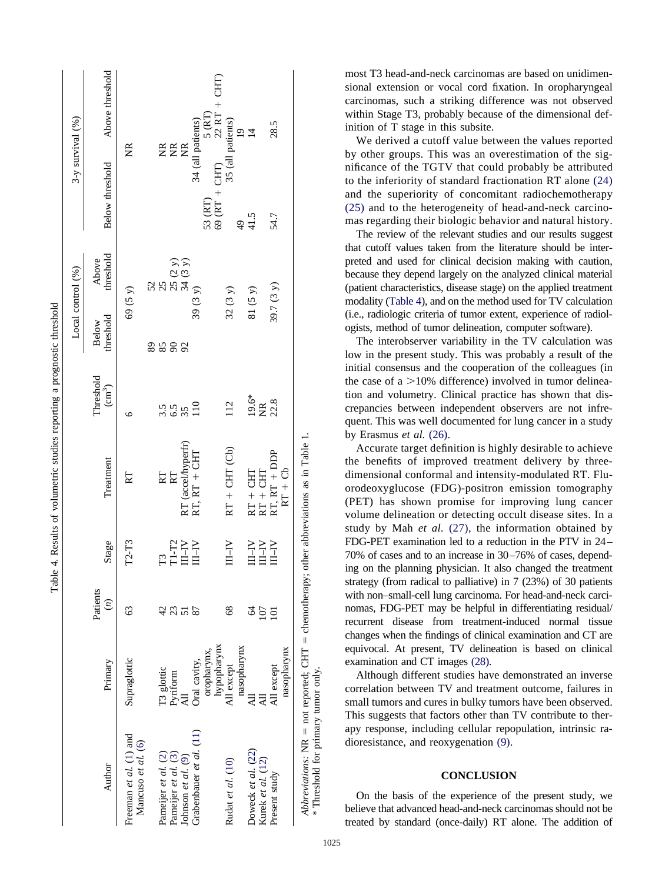Table 4. Results of volumetric studies reporting a prognostic threshold

| Author | Primary | Patients (n) | Stage | Treatment | Threshold ($cm^3$) | Local control (%) |  | 3-y survival (%) |  |
|---|---|---|---|---|---|---|---|---|---|
|  |  |  |  |  |  | Below threshold | Above threshold | Below threshold | Above threshold |
| Freeman et al. (1) and Mancuso et al. (6) | Supraglottic | 63 | T2-T3 | RT | 6 | 69 (5 y) |  | NR |  |
| Pameijer et al. (2) | T3 glottic | 42 | T3 | RT | 3.5 | 89 | 52 | NR |  |
| Pameijer et al. (3) | Pyriform | 23 | T1-T2 | RT | 6.5 | 85 | 25 | NR |  |
| Johnson et al. (9) | All | 51 | III–IV | RT (accel/hyperfr) | 35 | 90 | 25 (2 y) | NR |  |
| Grabenbauer et al. (11) | Oral cavity, oropharynx, hypopharynx | 87 | III–IV | RT, RT + CHT | 110 | 92 | 34 (3 y) | 53 (RT) 69 (RT + CHT) | 5 (RT) 22 RT + CHT) |
| Rudat et al. (10) | All except nasopharynx | 68 | III–IV | RT + CHT (Cb) | 112 | 39 (3 y) |  | 34 (all patients) |  |
| Doweck et al. (22) | All | 64 | III–IV | RT + CHT | 19.6* | 32 (3 y) |  | 35 (all patients) |  |
| Kurek et al. (12) | All | 107 | III–IV | RT + CHT | NR | 81 (5 y) |  | 49 | 19 |
| Present study | All except nasopharynx | 101 | III–IV | RT, RT + DDP RT + Cb | 22.8 | 39.7 (3 y) |  | 41.5 | 14 |
|  |  |  |  |  |  |  |  | 54.7 | 28.5 |

*Abbreviations*: NR = not reported; CHT = chemotherapy; other abbreviations as in Table 1.
* Threshold for primary tumor only.

most T3 head-and-neck carcinomas are based on unidimensional extension or vocal cord fixation. In oropharyngeal carcinomas, such a striking difference was not observed within Stage T3, probably because of the dimensional definition of T stage in this subsite.

We derived a cutoff value between the values reported by other groups. This was an overestimation of the significance of the TGTV that could probably be attributed to the inferiority of standard fractionation RT alone (24) and the superiority of concomitant radiochemotherapy (25) and to the heterogeneity of head-and-neck carcinomas regarding their biologic behavior and natural history.

The review of the relevant studies and our results suggest that cutoff values taken from the literature should be interpreted and used for clinical decision making with caution, because they depend largely on the analyzed clinical material (patient characteristics, disease stage) on the applied treatment modality (Table 4), and on the method used for TV calculation (i.e., radiologic criteria of tumor extent, experience of radiologists, method of tumor delineation, computer software).

The interobserver variability in the TV calculation was low in the present study. This was probably a result of the initial consensus and the cooperation of the colleagues (in the case of a >10% difference) involved in tumor delineation and volumetry. Clinical practice has shown that discrepancies between independent observers are not infrequent. This was well documented for lung cancer in a study by Erasmus *et al.* (26).

Accurate target definition is highly desirable to achieve the benefits of improved treatment delivery by three-dimensional conformal and intensity-modulated RT. Fluorodeoxyglucose (FDG)-positron emission tomography (PET) has shown promise for improving lung cancer volume delineation or detecting occult disease sites. In a study by Mah *et al*. (27), the information obtained by FDG-PET examination led to a reduction in the PTV in 24–70% of cases and to an increase in 30–76% of cases, depending on the planning physician. It also changed the treatment strategy (from radical to palliative) in 7 (23%) of 30 patients with non–small-cell lung carcinoma. For head-and-neck carcinomas, FDG-PET may be helpful in differentiating residual/recurrent disease from treatment-induced normal tissue changes when the findings of clinical examination and CT are equivocal. At present, TV delineation is based on clinical examination and CT images (28).

Although different studies have demonstrated an inverse correlation between TV and treatment outcome, failures in small tumors and cures in bulky tumors have been observed. This suggests that factors other than TV contribute to therapy response, including cellular repopulation, intrinsic radioresistance, and reoxygenation (9).

## CONCLUSION

On the basis of the experience of the present study, we believe that advanced head-and-neck carcinomas should not be treated by standard (once-daily) RT alone. The addition of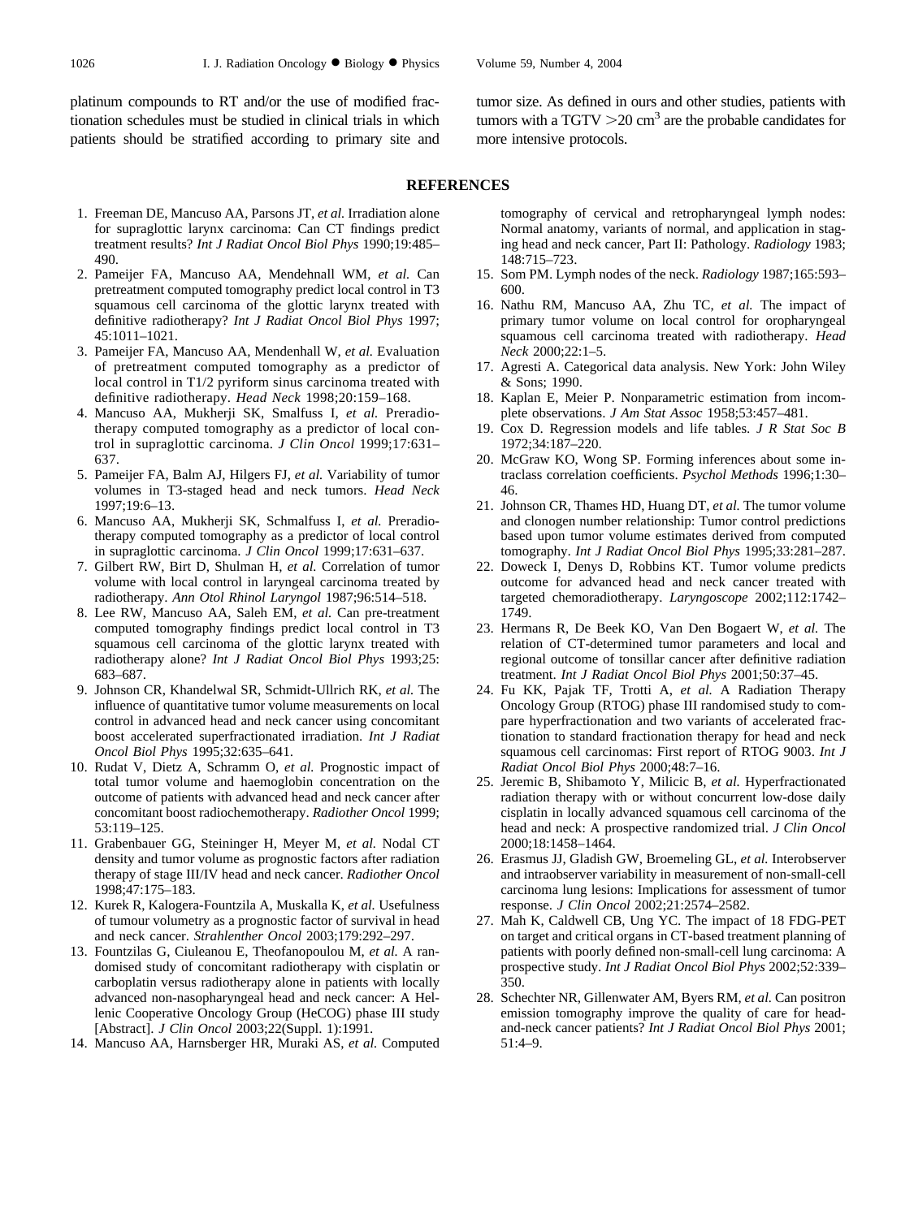platinum compounds to RT and/or the use of modified fractionation schedules must be studied in clinical trials in which patients should be stratified according to primary site and tumor size. As defined in ours and other studies, patients with tumors with a TGTV $>20$ cm$^3$ are the probable candidates for more intensive protocols.

## REFERENCES

1. Freeman DE, Mancuso AA, Parsons JT, *et al.* Irradiation alone for supraglottic larynx carcinoma: Can CT findings predict treatment results? *Int J Radiat Oncol Biol Phys* 1990;19:485–490.
2. Pameijer FA, Mancuso AA, Mendehnall WM, *et al.* Can pretreatment computed tomography predict local control in T3 squamous cell carcinoma of the glottic larynx treated with definitive radiotherapy? *Int J Radiat Oncol Biol Phys* 1997; 45:1011–1021.
3. Pameijer FA, Mancuso AA, Mendenhall W, *et al.* Evaluation of pretreatment computed tomography as a predictor of local control in T1/2 pyriform sinus carcinoma treated with definitive radiotherapy. *Head Neck* 1998;20:159–168.
4. Mancuso AA, Mukherji SK, Smalfuss I, *et al.* Preradiotherapy computed tomography as a predictor of local control in supraglottic carcinoma. *J Clin Oncol* 1999;17:631–637.
5. Pameijer FA, Balm AJ, Hilgers FJ, *et al.* Variability of tumor volumes in T3-staged head and neck tumors. *Head Neck* 1997;19:6–13.
6. Mancuso AA, Mukherji SK, Schmalfuss I, *et al.* Preradiotherapy computed tomography as a predictor of local control in supraglottic carcinoma. *J Clin Oncol* 1999;17:631–637.
7. Gilbert RW, Birt D, Shulman H, *et al.* Correlation of tumor volume with local control in laryngeal carcinoma treated by radiotherapy. *Ann Otol Rhinol Laryngol* 1987;96:514–518.
8. Lee RW, Mancuso AA, Saleh EM, *et al.* Can pre-treatment computed tomography findings predict local control in T3 squamous cell carcinoma of the glottic larynx treated with radiotherapy alone? *Int J Radiat Oncol Biol Phys* 1993;25: 683–687.
9. Johnson CR, Khandelwal SR, Schmidt-Ullrich RK, *et al.* The influence of quantitative tumor volume measurements on local control in advanced head and neck cancer using concomitant boost accelerated superfractionated irradiation. *Int J Radiat Oncol Biol Phys* 1995;32:635–641.
10. Rudat V, Dietz A, Schramm O, *et al.* Prognostic impact of total tumor volume and haemoglobin concentration on the outcome of patients with advanced head and neck cancer after concomitant boost radiochemotherapy. *Radiother Oncol* 1999; 53:119–125.
11. Grabenbauer GG, Steininger H, Meyer M, *et al.* Nodal CT density and tumor volume as prognostic factors after radiation therapy of stage III/IV head and neck cancer. *Radiother Oncol* 1998;47:175–183.
12. Kurek R, Kalogera-Fountzila A, Muskalla K, *et al.* Usefulness of tumour volumetry as a prognostic factor of survival in head and neck cancer. *Strahlenther Oncol* 2003;179:292–297.
13. Fountzilas G, Ciuleanou E, Theofanopoulou M, *et al.* A randomised study of concomitant radiotherapy with cisplatin or carboplatin versus radiotherapy alone in patients with locally advanced non-nasopharyngeal head and neck cancer: A Hellenic Cooperative Oncology Group (HeCOG) phase III study [Abstract]. *J Clin Oncol* 2003;22(Suppl. 1):1991.
14. Mancuso AA, Harnsberger HR, Muraki AS, *et al.* Computed tomography of cervical and retropharyngeal lymph nodes: Normal anatomy, variants of normal, and application in staging head and neck cancer, Part II: Pathology. *Radiology* 1983; 148:715–723.
15. Som PM. Lymph nodes of the neck. *Radiology* 1987;165:593–600.
16. Nathu RM, Mancuso AA, Zhu TC, *et al.* The impact of primary tumor volume on local control for oropharyngeal squamous cell carcinoma treated with radiotherapy. *Head Neck* 2000;22:1–5.
17. Agresti A. Categorical data analysis. New York: John Wiley & Sons; 1990.
18. Kaplan E, Meier P. Nonparametric estimation from incomplete observations. *J Am Stat Assoc* 1958;53:457–481.
19. Cox D. Regression models and life tables. *J R Stat Soc B* 1972;34:187–220.
20. McGraw KO, Wong SP. Forming inferences about some intraclass correlation coefficients. *Psychol Methods* 1996;1:30–46.
21. Johnson CR, Thames HD, Huang DT, *et al.* The tumor volume and clonogen number relationship: Tumor control predictions based upon tumor volume estimates derived from computed tomography. *Int J Radiat Oncol Biol Phys* 1995;33:281–287.
22. Doweck I, Denys D, Robbins KT. Tumor volume predicts outcome for advanced head and neck cancer treated with targeted chemoradiotherapy. *Laryngoscope* 2002;112:1742–1749.
23. Hermans R, De Beek KO, Van Den Bogaert W, *et al.* The relation of CT-determined tumor parameters and local and regional outcome of tonsillar cancer after definitive radiation treatment. *Int J Radiat Oncol Biol Phys* 2001;50:37–45.
24. Fu KK, Pajak TF, Trotti A, *et al.* A Radiation Therapy Oncology Group (RTOG) phase III randomised study to compare hyperfractionation and two variants of accelerated fractionation to standard fractionation therapy for head and neck squamous cell carcinomas: First report of RTOG 9003. *Int J Radiat Oncol Biol Phys* 2000;48:7–16.
25. Jeremic B, Shibamoto Y, Milicic B, *et al.* Hyperfractionated radiation therapy with or without concurrent low-dose daily cisplatin in locally advanced squamous cell carcinoma of the head and neck: A prospective randomized trial. *J Clin Oncol* 2000;18:1458–1464.
26. Erasmus JJ, Gladish GW, Broemeling GL, *et al.* Interobserver and intraobserver variability in measurement of non-small-cell carcinoma lung lesions: Implications for assessment of tumor response. *J Clin Oncol* 2002;21:2574–2582.
27. Mah K, Caldwell CB, Ung YC. The impact of 18 FDG-PET on target and critical organs in CT-based treatment planning of patients with poorly defined non-small-cell lung carcinoma: A prospective study. *Int J Radiat Oncol Biol Phys* 2002;52:339–350.
28. Schechter NR, Gillenwater AM, Byers RM, *et al.* Can positron emission tomography improve the quality of care for head-and-neck cancer patients? *Int J Radiat Oncol Biol Phys* 2001; 51:4–9.